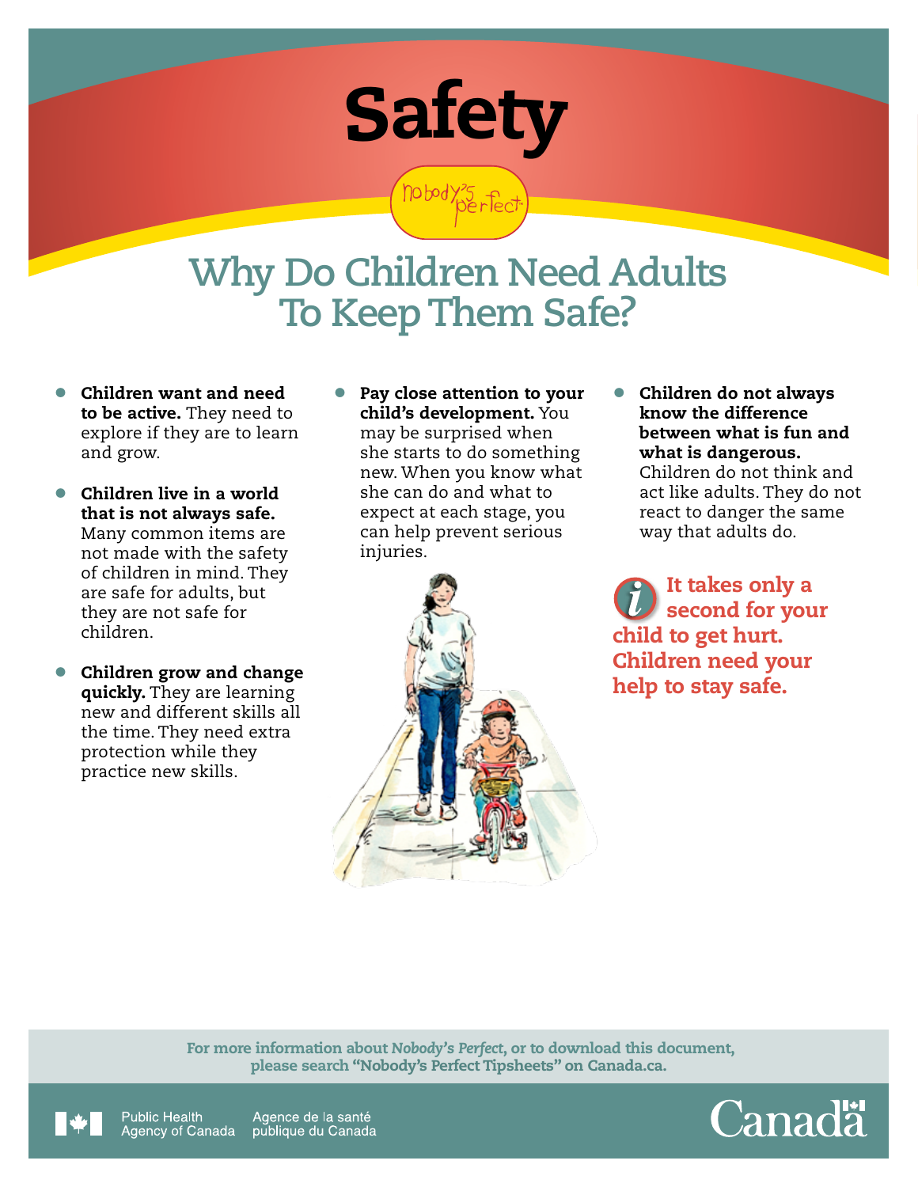# Safety

Nobody's Perfect

## Why Do Children Need Adults To Keep Them Safe?

- **Children want and need to be active.** They need to explore if they are to learn and grow.
- **Children live in a world that is not always safe.** Many common items are not made with the safety of children in mind. They are safe for adults, but they are not safe for children.
- **Children grow and change quickly.** They are learning new and different skills all the time. They need extra protection while they practice new skills.
- **Pay close attention to your child's development.** You may be surprised when she starts to do something new. When you know what she can do and what to expect at each stage, you can help prevent serious injuries.
- **Children do not always know the difference between what is fun and what is dangerous.** Children do not think and act like adults. They do not react to danger the same way that adults do.

**It takes only a second for your child to get hurt. Children need your help to stay safe.**

For more information about *Nobody's Perfect*, or to download this document, please search "Nobody's Perfect Tipsheets" on Canada.ca.

Public Health Agency of Canada | Agence de la santé publique du Canada

Canada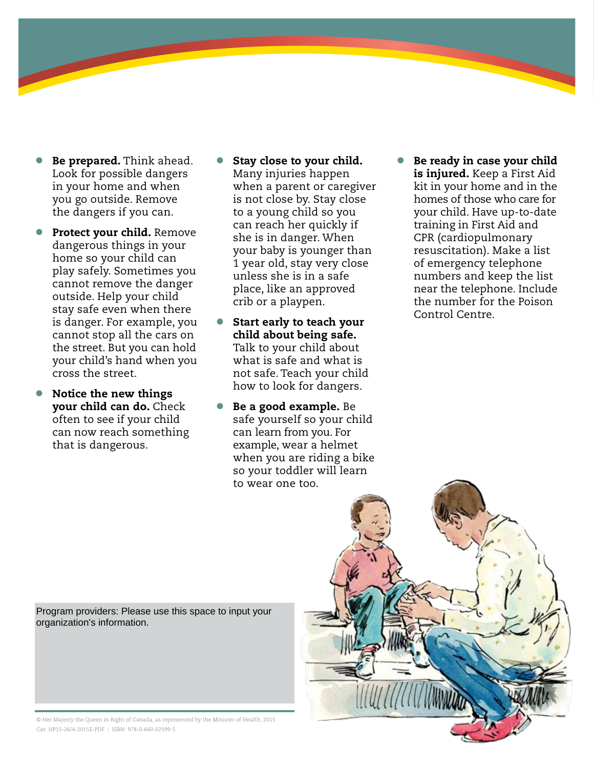- **Be prepared.** Think ahead. Look for possible dangers in your home and when you go outside. Remove the dangers if you can.
- **Protect your child.** Remove dangerous things in your home so your child can play safely. Sometimes you cannot remove the danger outside. Help your child stay safe even when there is danger. For example, you cannot stop all the cars on the street. But you can hold your child's hand when you cross the street.
- **Notice the new things your child can do.** Check often to see if your child can now reach something that is dangerous.
- **Stay close to your child.** Many injuries happen when a parent or caregiver is not close by. Stay close to a young child so you can reach her quickly if she is in danger. When your baby is younger than 1 year old, stay very close unless she is in a safe place, like an approved crib or a playpen.
- **Start early to teach your child about being safe.** Talk to your child about what is safe and what is not safe. Teach your child how to look for dangers.
- **Be a good example.** Be safe yourself so your child can learn from you. For example, wear a helmet when you are riding a bike so your toddler will learn to wear one too.
- **Be ready in case your child is injured.** Keep a First Aid kit in your home and in the homes of those who care for your child. Have up-to-date training in First Aid and CPR (cardiopulmonary resuscitation). Make a list of emergency telephone numbers and keep the list near the telephone. Include the number for the Poison Control Centre.

Program providers: Please use this space to input your organization's information.

© Her Majesty the Queen in Right of Canada, as represented by the Minister of Health, 2015
Cat: HP15-26/4-2015E-PDF | ISBN: 978-0-660-02599-5